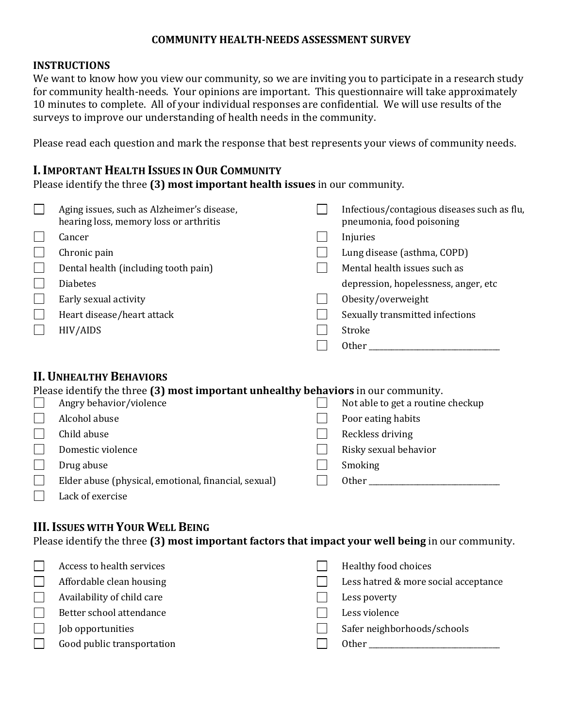# COMMUNITY HEALTH-NEEDS ASSESSMENT SURVEY

## INSTRUCTIONS

We want to know how you view our community, so we are inviting you to participate in a research study for community health-needs. Your opinions are important. This questionnaire will take approximately 10 minutes to complete. All of your individual responses are confidential. We will use results of the surveys to improve our understanding of health needs in the community.

Please read each question and mark the response that best represents your views of community needs.

## I. Important Health Issues in Our Community

Please identify the three **(3) most important health issues** in our community.

- ☐ Aging issues, such as Alzheimer's disease, hearing loss, memory loss or arthritis
- ☐ Cancer
- ☐ Chronic pain
- ☐ Dental health (including tooth pain)
- ☐ Diabetes
- ☐ Early sexual activity
- ☐ Heart disease/heart attack
- ☐ HIV/AIDS
- ☐ Infectious/contagious diseases such as flu, pneumonia, food poisoning
- ☐ Injuries
- ☐ Lung disease (asthma, COPD)
- ☐ Mental health issues such as depression, hopelessness, anger, etc
- ☐ Obesity/overweight
- ☐ Sexually transmitted infections
- ☐ Stroke
- ☐ Other ________________________________

## II. Unhealthy Behaviors

Please identify the three **(3) most important unhealthy behaviors** in our community.

- ☐ Angry behavior/violence
- ☐ Alcohol abuse
- ☐ Child abuse
- ☐ Domestic violence
- ☐ Drug abuse
- ☐ Elder abuse (physical, emotional, financial, sexual)
- ☐ Lack of exercise
- ☐ Not able to get a routine checkup
- ☐ Poor eating habits
- ☐ Reckless driving
- ☐ Risky sexual behavior
- ☐ Smoking
- ☐ Other ________________________________

## III. Issues with Your Well Being

Please identify the three **(3) most important factors that impact your well being** in our community.

- ☐ Access to health services
- ☐ Affordable clean housing
- ☐ Availability of child care
- ☐ Better school attendance
- ☐ Job opportunities
- ☐ Good public transportation
- ☐ Healthy food choices
- ☐ Less hatred & more social acceptance
- ☐ Less poverty
- ☐ Less violence
- ☐ Safer neighborhoods/schools
- ☐ Other ________________________________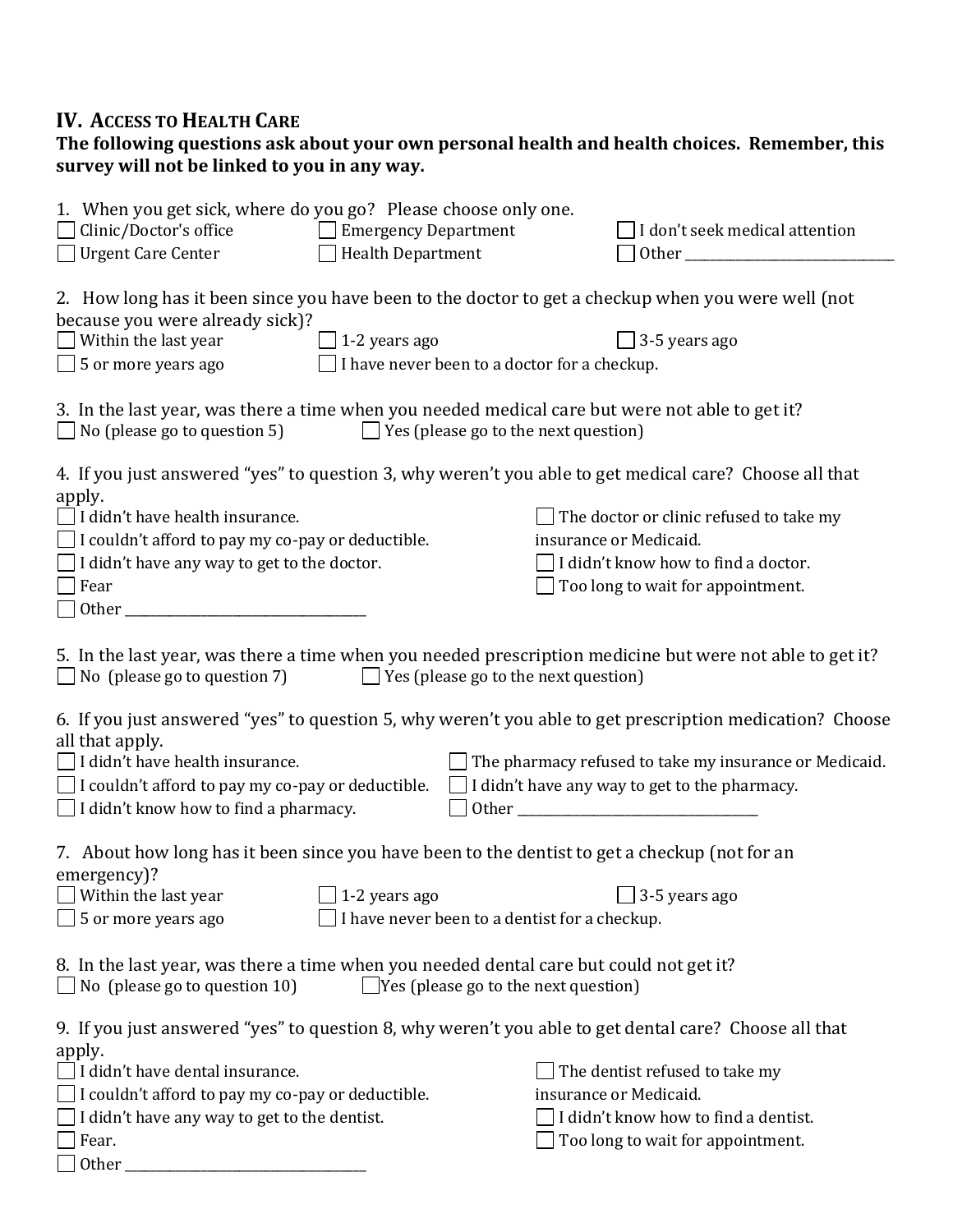## IV. Access to Health Care

**The following questions ask about your own personal health and health choices. Remember, this survey will not be linked to you in any way.**

1. When you get sick, where do you go? Please choose only one.

- ☐ Clinic/Doctor's office
- ☐ Emergency Department
- ☐ I don't seek medical attention
- ☐ Urgent Care Center
- ☐ Health Department
- ☐ Other ___________________

2. How long has it been since you have been to the doctor to get a checkup when you were well (not because you were already sick)?

- ☐ Within the last year
- ☐ 1-2 years ago
- ☐ 3-5 years ago
- ☐ 5 or more years ago
- ☐ I have never been to a doctor for a checkup.

3. In the last year, was there a time when you needed medical care but were not able to get it?

- ☐ No (please go to question 5)
- ☐ Yes (please go to the next question)

4. If you just answered "yes" to question 3, why weren't you able to get medical care? Choose all that apply.

- ☐ I didn't have health insurance.
- ☐ I couldn't afford to pay my co-pay or deductible.
- ☐ I didn't have any way to get to the doctor.
- ☐ Fear
- ☐ Other ___________________
- ☐ The doctor or clinic refused to take my insurance or Medicaid.
- ☐ I didn't know how to find a doctor.
- ☐ Too long to wait for appointment.

5. In the last year, was there a time when you needed prescription medicine but were not able to get it?

- ☐ No (please go to question 7)
- ☐ Yes (please go to the next question)

6. If you just answered "yes" to question 5, why weren't you able to get prescription medication? Choose all that apply.

- ☐ I didn't have health insurance.
- ☐ I couldn't afford to pay my co-pay or deductible.
- ☐ I didn't know how to find a pharmacy.
- ☐ The pharmacy refused to take my insurance or Medicaid.
- ☐ I didn't have any way to get to the pharmacy.
- ☐ Other ___________________

7. About how long has it been since you have been to the dentist to get a checkup (not for an emergency)?

- ☐ Within the last year
- ☐ 1-2 years ago
- ☐ 3-5 years ago
- ☐ 5 or more years ago
- ☐ I have never been to a dentist for a checkup.

8. In the last year, was there a time when you needed dental care but could not get it?

- ☐ No (please go to question 10)
- ☐ Yes (please go to the next question)

9. If you just answered "yes" to question 8, why weren't you able to get dental care? Choose all that apply.

- ☐ I didn't have dental insurance.
- ☐ I couldn't afford to pay my co-pay or deductible.
- ☐ I didn't have any way to get to the dentist.
- ☐ Fear.
- ☐ Other ___________________
- ☐ The dentist refused to take my insurance or Medicaid.
- ☐ I didn't know how to find a dentist.
- ☐ Too long to wait for appointment.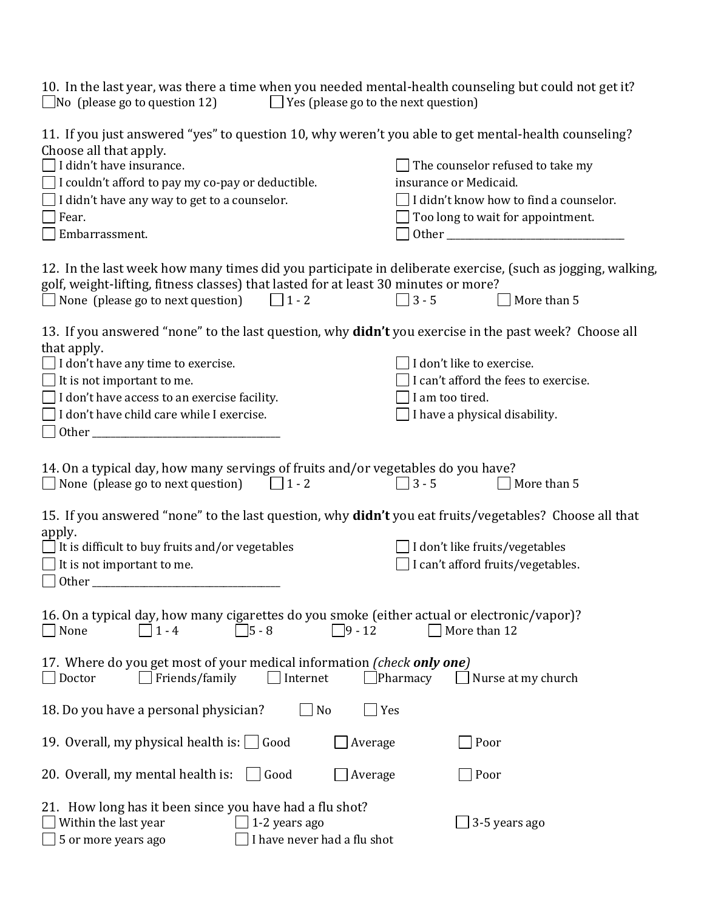10. In the last year, was there a time when you needed mental-health counseling but could not get it?

☐ No (please go to question 12) ☐ Yes (please go to the next question)

11. If you just answered "yes" to question 10, why weren't you able to get mental-health counseling? Choose all that apply.

☐ I didn't have insurance.
☐ I couldn't afford to pay my co-pay or deductible.
☐ I didn't have any way to get to a counselor.
☐ Fear.
☐ Embarrassment.
☐ The counselor refused to take my insurance or Medicaid.
☐ I didn't know how to find a counselor.
☐ Too long to wait for appointment.
☐ Other ___________________________

12. In the last week how many times did you participate in deliberate exercise, (such as jogging, walking, golf, weight-lifting, fitness classes) that lasted for at least 30 minutes or more?

☐ None (please go to next question) ☐ 1 - 2 ☐ 3 - 5 ☐ More than 5

13. If you answered "none" to the last question, why **didn't** you exercise in the past week? Choose all that apply.

☐ I don't have any time to exercise.
☐ It is not important to me.
☐ I don't have access to an exercise facility.
☐ I don't have child care while I exercise.
☐ Other ___________________________
☐ I don't like to exercise.
☐ I can't afford the fees to exercise.
☐ I am too tired.
☐ I have a physical disability.

14. On a typical day, how many servings of fruits and/or vegetables do you have?

☐ None (please go to next question) ☐ 1 - 2 ☐ 3 - 5 ☐ More than 5

15. If you answered "none" to the last question, why **didn't** you eat fruits/vegetables? Choose all that apply.

☐ It is difficult to buy fruits and/or vegetables
☐ It is not important to me.
☐ Other ___________________________
☐ I don't like fruits/vegetables
☐ I can't afford fruits/vegetables.

16. On a typical day, how many cigarettes do you smoke (either actual or electronic/vapor)?

☐ None ☐ 1 - 4 ☐ 5 - 8 ☐ 9 - 12 ☐ More than 12

17. Where do you get most of your medical information *(check **only** one)*

☐ Doctor ☐ Friends/family ☐ Internet ☐ Pharmacy ☐ Nurse at my church

18. Do you have a personal physician? ☐ No ☐ Yes

19. Overall, my physical health is: ☐ Good ☐ Average ☐ Poor

20. Overall, my mental health is: ☐ Good ☐ Average ☐ Poor

21. How long has it been since you have had a flu shot?

☐ Within the last year ☐ 1-2 years ago ☐ 3-5 years ago
☐ 5 or more years ago ☐ I have never had a flu shot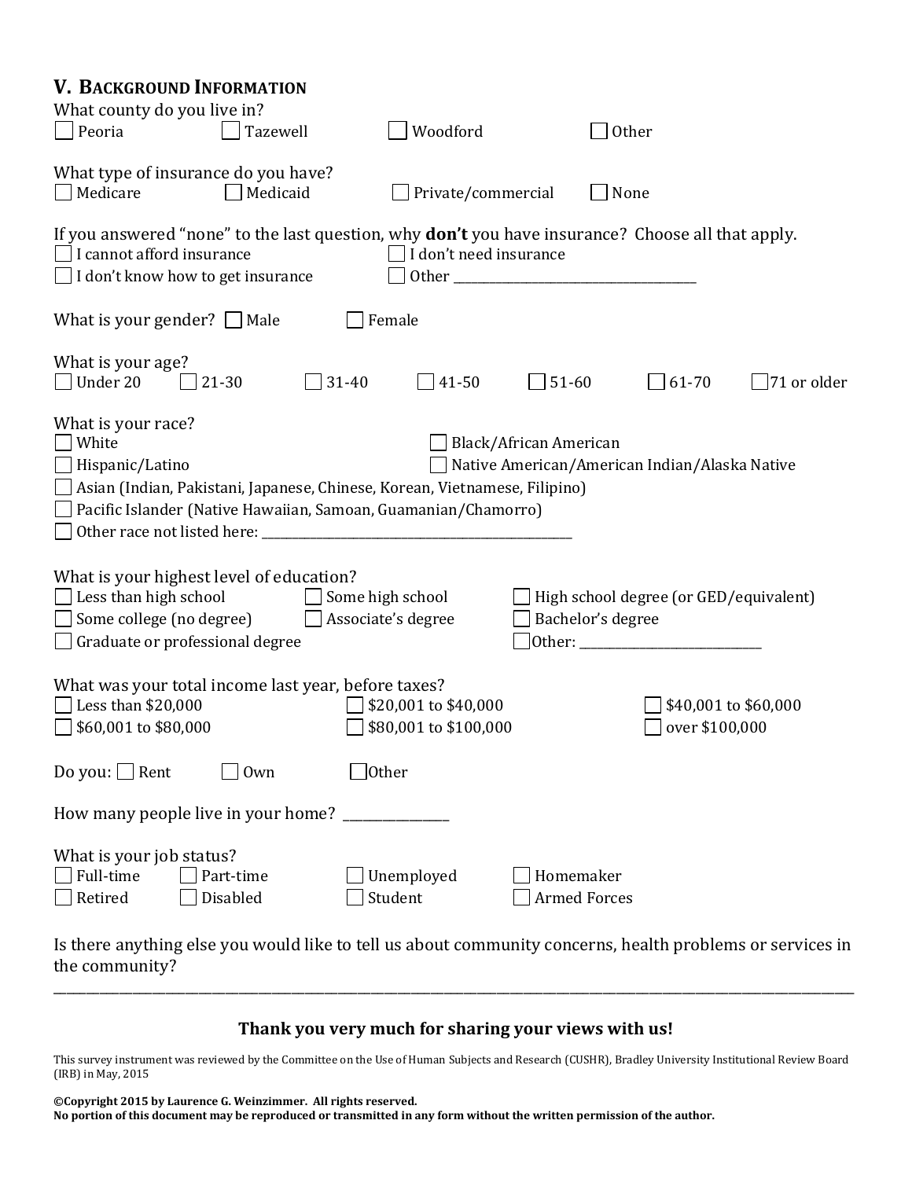## V. Background Information

What county do you live in?

☐ Peoria ☐ Tazewell ☐ Woodford ☐ Other

What type of insurance do you have?

☐ Medicare ☐ Medicaid ☐ Private/commercial ☐ None

If you answered "none" to the last question, why **don't** you have insurance? Choose all that apply.

☐ I cannot afford insurance ☐ I don't need insurance

☐ I don't know how to get insurance ☐ Other ________________________________

What is your gender? ☐ Male ☐ Female

What is your age?

☐ Under 20 ☐ 21-30 ☐ 31-40 ☐ 41-50 ☐ 51-60 ☐ 61-70 ☐ 71 or older

What is your race?

☐ White ☐ Black/African American

☐ Hispanic/Latino ☐ Native American/American Indian/Alaska Native

☐ Asian (Indian, Pakistani, Japanese, Chinese, Korean, Vietnamese, Filipino)

☐ Pacific Islander (Native Hawaiian, Samoan, Guamanian/Chamorro)

☐ Other race not listed here: ________________________________________

What is your highest level of education?

☐ Less than high school ☐ Some high school ☐ High school degree (or GED/equivalent)

☐ Some college (no degree) ☐ Associate's degree ☐ Bachelor's degree

☐ Graduate or professional degree ☐ Other: ______________________

What was your total income last year, before taxes?

☐ Less than $20,000 ☐ $20,001 to $40,000 ☐ $40,001 to $60,000

☐ $60,001 to $80,000 ☐ $80,001 to $100,000 ☐ over $100,000

Do you: ☐ Rent ☐ Own ☐ Other

How many people live in your home? ____________

What is your job status?

☐ Full-time ☐ Part-time ☐ Unemployed ☐ Homemaker

☐ Retired ☐ Disabled ☐ Student ☐ Armed Forces

Is there anything else you would like to tell us about community concerns, health problems or services in the community?

____________________________________________________________________________________________

**Thank you very much for sharing your views with us!**

This survey instrument was reviewed by the Committee on the Use of Human Subjects and Research (CUSHR), Bradley University Institutional Review Board (IRB) in May, 2015

**©Copyright 2015 by Laurence G. Weinzimmer. All rights reserved.**
**No portion of this document may be reproduced or transmitted in any form without the written permission of the author.**